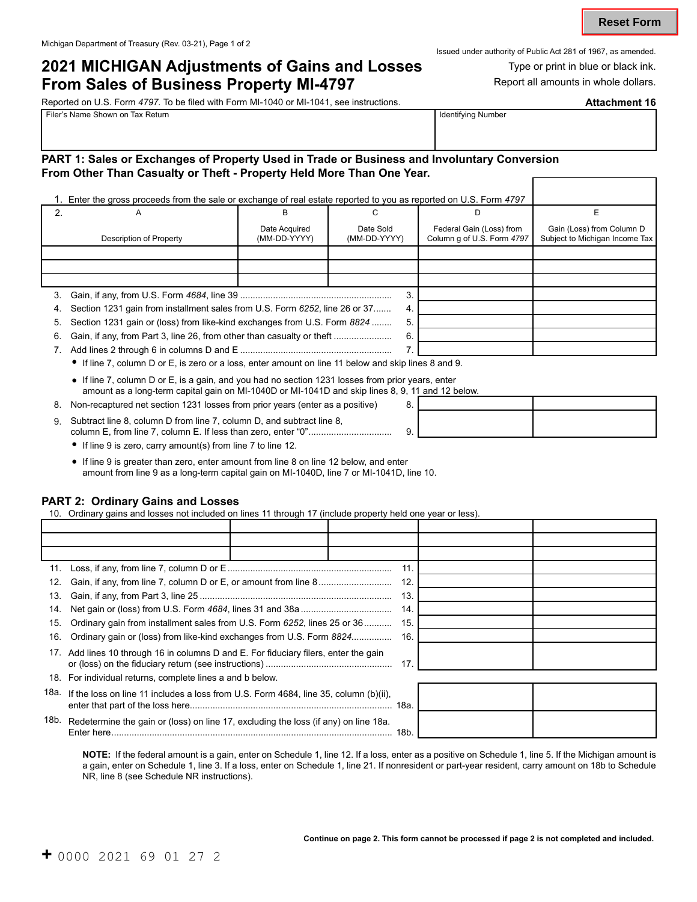Michigan Department of Treasury (Rev. 03-21), Page 1 of 2

Issued under authority of Public Act 281 of 1967, as amended.

# 2021 MICHIGAN Adjustments of Gains and Losses From Sales of Business Property MI-4797

Type or print in blue or black ink.

Report all amounts in whole dollars.

Reported on U.S. Form *4797*. To be filed with Form MI-1040 or MI-1041, see instructions.

**Attachment 16**

| Filer's Name Shown on Tax Return | Identifying Number |
|---|---|
| | |

## PART 1: Sales or Exchanges of Property Used in Trade or Business and Involuntary Conversion From Other Than Casualty or Theft - Property Held More Than One Year.

1. Enter the gross proceeds from the sale or exchange of real estate reported to you as reported on U.S. Form *4797*

| 2. A<br>Description of Property | B<br>Date Acquired (MM-DD-YYYY) | C<br>Date Sold (MM-DD-YYYY) | D<br>Federal Gain (Loss) from Column g of U.S. Form *4797* | E<br>Gain (Loss) from Column D Subject to Michigan Income Tax |
|---|---|---|---|---|
| | | | | |
| | | | | |
| | | | | |

| Line | | D | E |
|---|---|---|---|
| 3. Gain, if any, from U.S. Form *4684*, line 39 | 3. | | |
| 4. Section 1231 gain from installment sales from U.S. Form *6252*, line 26 or 37 | 4. | | |
| 5. Section 1231 gain or (loss) from like-kind exchanges from U.S. Form *8824* | 5. | | |
| 6. Gain, if any, from Part 3, line 26, from other than casualty or theft | 6. | | |
| 7. Add lines 2 through 6 in columns D and E | 7. | | |

- If line 7, column D or E, is zero or a loss, enter amount on line 11 below and skip lines 8 and 9.
- If line 7, column D or E, is a gain, and you had no section 1231 losses from prior years, enter amount as a long-term capital gain on MI-1040D or MI-1041D and skip lines 8, 9, 11 and 12 below.

| Line | | D | E |
|---|---|---|---|
| 8. Non-recaptured net section 1231 losses from prior years (enter as a positive) | 8. | | |
| 9. Subtract line 8, column D from line 7, column D, and subtract line 8, column E, from line 7, column E. If less than zero, enter "0" | 9. | | |

- If line 9 is zero, carry amount(s) from line 7 to line 12.
- If line 9 is greater than zero, enter amount from line 8 on line 12 below, and enter amount from line 9 as a long-term capital gain on MI-1040D, line 7 or MI-1041D, line 10.

## PART 2: Ordinary Gains and Losses

10. Ordinary gains and losses not included on lines 11 through 17 (include property held one year or less).

| A | B | C | D | E |
|---|---|---|---|---|
| | | | | |
| | | | | |
| | | | | |

| Line | | D | E |
|---|---|---|---|
| 11. Loss, if any, from line 7, column D or E | 11. | | |
| 12. Gain, if any, from line 7, column D or E, or amount from line 8 | 12. | | |
| 13. Gain, if any, from Part 3, line 25 | 13. | | |
| 14. Net gain or (loss) from U.S. Form *4684*, lines 31 and 38a | 14. | | |
| 15. Ordinary gain from installment sales from U.S. Form *6252*, lines 25 or 36 | 15. | | |
| 16. Ordinary gain or (loss) from like-kind exchanges from U.S. Form *8824* | 16. | | |
| 17. Add lines 10 through 16 in columns D and E. For fiduciary filers, enter the gain or (loss) on the fiduciary return (see instructions) | 17. | | |

18. For individual returns, complete lines a and b below.

| Line | | D | E |
|---|---|---|---|
| 18a. If the loss on line 11 includes a loss from U.S. Form 4684, line 35, column (b)(ii), enter that part of the loss here | 18a. | | |
| 18b. Redetermine the gain or (loss) on line 17, excluding the loss (if any) on line 18a. Enter here | 18b. | | |

**NOTE:** If the federal amount is a gain, enter on Schedule 1, line 12. If a loss, enter as a positive on Schedule 1, line 5. If the Michigan amount is a gain, enter on Schedule 1, line 3. If a loss, enter on Schedule 1, line 21. If nonresident or part-year resident, carry amount on 18b to Schedule NR, line 8 (see Schedule NR instructions).

**Continue on page 2. This form cannot be processed if page 2 is not completed and included.**

+ 0000 2021 69 01 27 2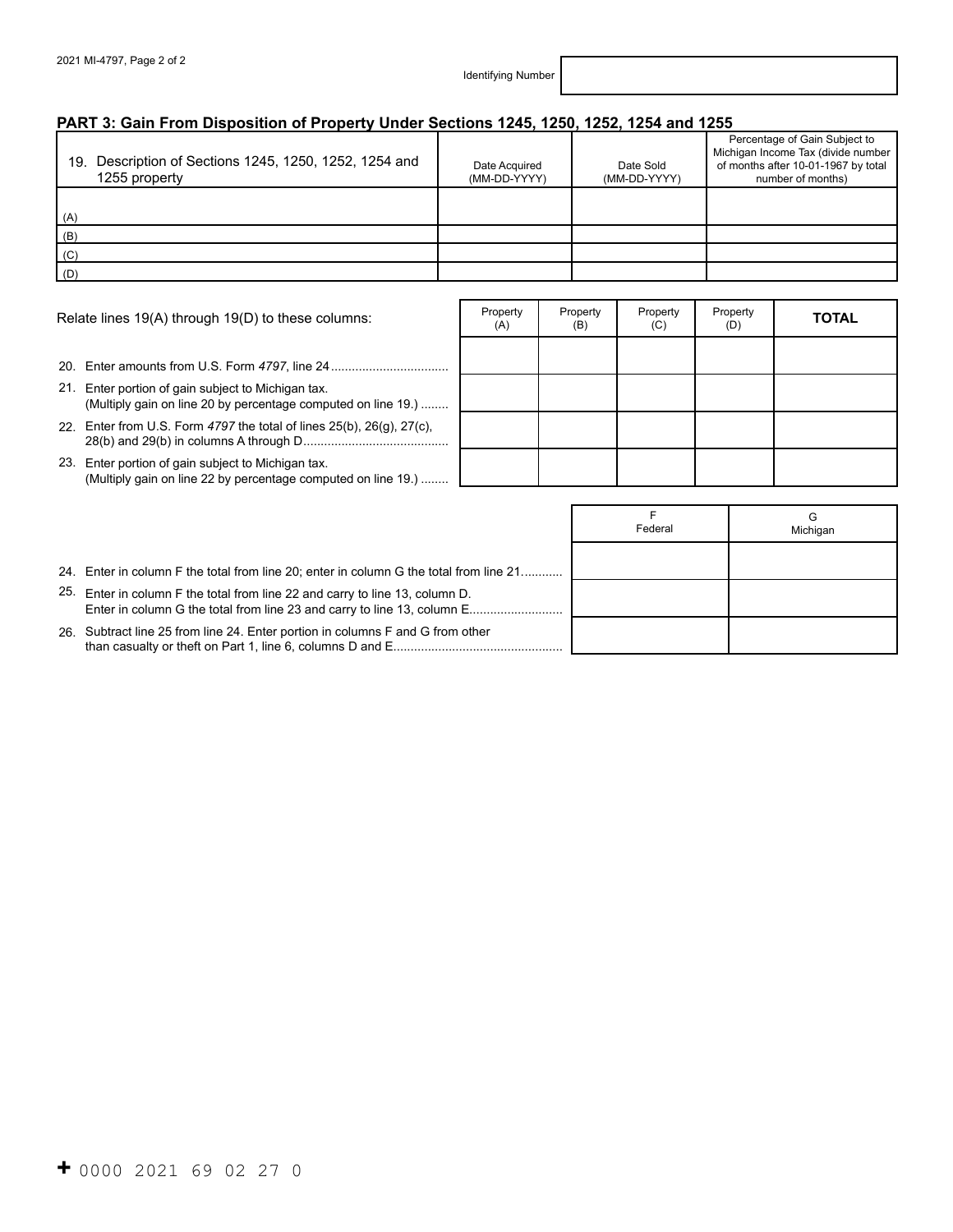Identifying Number

## PART 3: Gain From Disposition of Property Under Sections 1245, 1250, 1252, 1254 and 1255

| 19. Description of Sections 1245, 1250, 1252, 1254 and 1255 property | Date Acquired (MM-DD-YYYY) | Date Sold (MM-DD-YYYY) | Percentage of Gain Subject to Michigan Income Tax (divide number of months after 10-01-1967 by total number of months) |
|---|---|---|---|
| (A) | | | |
| (B) | | | |
| (C) | | | |
| (D) | | | |

| Relate lines 19(A) through 19(D) to these columns: | Property (A) | Property (B) | Property (C) | Property (D) | **TOTAL** |
|---|---|---|---|---|---|
| 20. Enter amounts from U.S. Form *4797*, line 24 | | | | | |
| 21. Enter portion of gain subject to Michigan tax. (Multiply gain on line 20 by percentage computed on line 19.) | | | | | |
| 22. Enter from U.S. Form *4797* the total of lines 25(b), 26(g), 27(c), 28(b) and 29(b) in columns A through D | | | | | |
| 23. Enter portion of gain subject to Michigan tax. (Multiply gain on line 22 by percentage computed on line 19.) | | | | | |

| | F Federal | G Michigan |
|---|---|---|
| 24. Enter in column F the total from line 20; enter in column G the total from line 21 | | |
| 25. Enter in column F the total from line 22 and carry to line 13, column D. Enter in column G the total from line 23 and carry to line 13, column E | | |
| 26. Subtract line 25 from line 24. Enter portion in columns F and G from other than casualty or theft on Part 1, line 6, columns D and E | | |

+ 0000 2021 69 02 27 0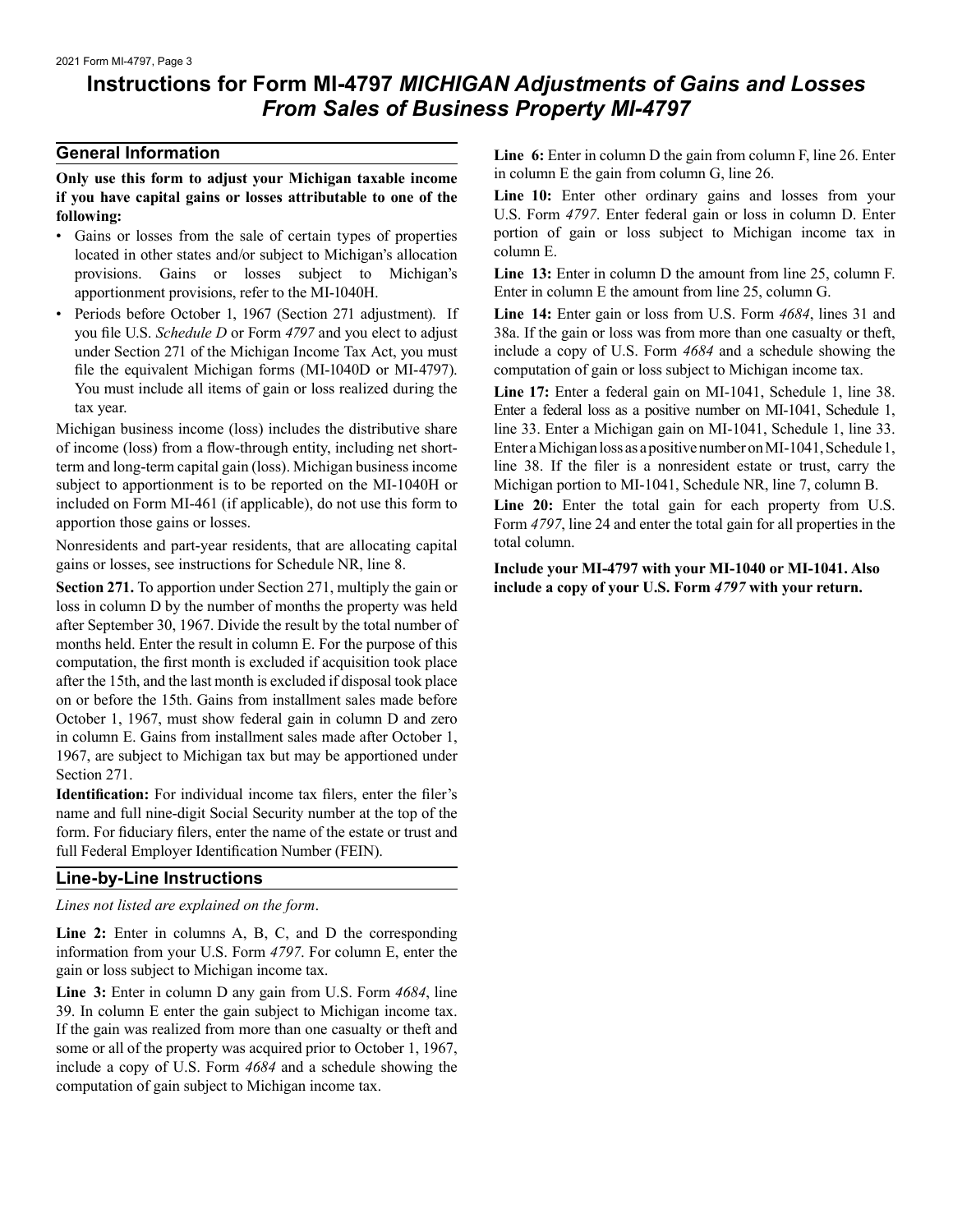# Instructions for Form MI-4797 *MICHIGAN Adjustments of Gains and Losses From Sales of Business Property MI-4797*

## General Information

**Only use this form to adjust your Michigan taxable income if you have capital gains or losses attributable to one of the following:**

- Gains or losses from the sale of certain types of properties located in other states and/or subject to Michigan's allocation provisions. Gains or losses subject to Michigan's apportionment provisions, refer to the MI-1040H.
- Periods before October 1, 1967 (Section 271 adjustment). If you file U.S. *Schedule D* or Form *4797* and you elect to adjust under Section 271 of the Michigan Income Tax Act, you must file the equivalent Michigan forms (MI-1040D or MI-4797). You must include all items of gain or loss realized during the tax year.

Michigan business income (loss) includes the distributive share of income (loss) from a flow-through entity, including net short-term and long-term capital gain (loss). Michigan business income subject to apportionment is to be reported on the MI-1040H or included on Form MI-461 (if applicable), do not use this form to apportion those gains or losses.

Nonresidents and part-year residents, that are allocating capital gains or losses, see instructions for Schedule NR, line 8.

**Section 271.** To apportion under Section 271, multiply the gain or loss in column D by the number of months the property was held after September 30, 1967. Divide the result by the total number of months held. Enter the result in column E. For the purpose of this computation, the first month is excluded if acquisition took place after the 15th, and the last month is excluded if disposal took place on or before the 15th. Gains from installment sales made before October 1, 1967, must show federal gain in column D and zero in column E. Gains from installment sales made after October 1, 1967, are subject to Michigan tax but may be apportioned under Section 271.

**Identification:** For individual income tax filers, enter the filer's name and full nine-digit Social Security number at the top of the form. For fiduciary filers, enter the name of the estate or trust and full Federal Employer Identification Number (FEIN).

## Line-by-Line Instructions

*Lines not listed are explained on the form.*

**Line 2:** Enter in columns A, B, C, and D the corresponding information from your U.S. Form *4797*. For column E, enter the gain or loss subject to Michigan income tax.

**Line 3:** Enter in column D any gain from U.S. Form *4684*, line 39. In column E enter the gain subject to Michigan income tax. If the gain was realized from more than one casualty or theft and some or all of the property was acquired prior to October 1, 1967, include a copy of U.S. Form *4684* and a schedule showing the computation of gain subject to Michigan income tax.

**Line 6:** Enter in column D the gain from column F, line 26. Enter in column E the gain from column G, line 26.

**Line 10:** Enter other ordinary gains and losses from your U.S. Form *4797*. Enter federal gain or loss in column D. Enter portion of gain or loss subject to Michigan income tax in column E.

**Line 13:** Enter in column D the amount from line 25, column F. Enter in column E the amount from line 25, column G.

**Line 14:** Enter gain or loss from U.S. Form *4684*, lines 31 and 38a. If the gain or loss was from more than one casualty or theft, include a copy of U.S. Form *4684* and a schedule showing the computation of gain or loss subject to Michigan income tax.

**Line 17:** Enter a federal gain on MI-1041, Schedule 1, line 38. Enter a federal loss as a positive number on MI-1041, Schedule 1, line 33. Enter a Michigan gain on MI-1041, Schedule 1, line 33. Enter a Michigan loss as a positive number on MI-1041, Schedule 1, line 38. If the filer is a nonresident estate or trust, carry the Michigan portion to MI-1041, Schedule NR, line 7, column B.

**Line 20:** Enter the total gain for each property from U.S. Form *4797*, line 24 and enter the total gain for all properties in the total column.

**Include your MI-4797 with your MI-1040 or MI-1041. Also include a copy of your U.S. Form *4797* with your return.**